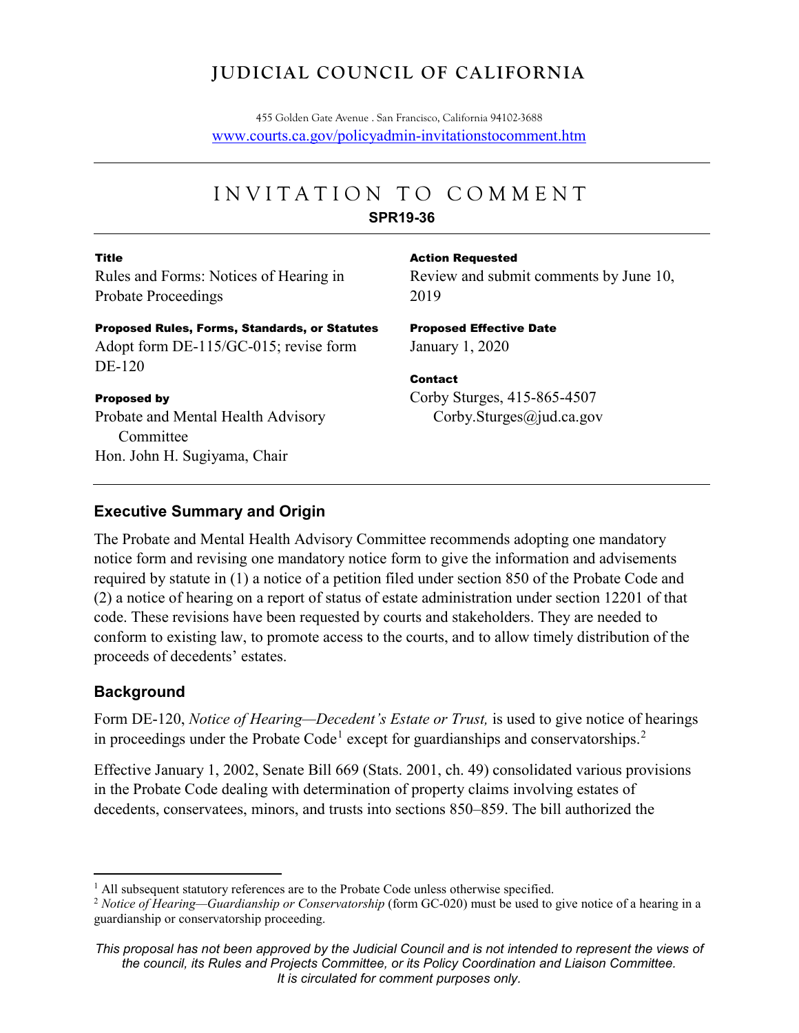# JUDICIAL COUNCIL OF CALIFORNIA

455 Golden Gate Avenue . San Francisco, California 94102-3688
www.courts.ca.gov/policyadmin-invitationstocomment.htm

# INVITATION TO COMMENT

**SPR19-36**

**Title**
Rules and Forms: Notices of Hearing in Probate Proceedings

**Proposed Rules, Forms, Standards, or Statutes**
Adopt form DE-115/GC-015; revise form DE-120

**Proposed by**
Probate and Mental Health Advisory Committee
Hon. John H. Sugiyama, Chair

**Action Requested**
Review and submit comments by June 10, 2019

**Proposed Effective Date**
January 1, 2020

**Contact**
Corby Sturges, 415-865-4507
Corby.Sturges@jud.ca.gov

## Executive Summary and Origin

The Probate and Mental Health Advisory Committee recommends adopting one mandatory notice form and revising one mandatory notice form to give the information and advisements required by statute in (1) a notice of a petition filed under section 850 of the Probate Code and (2) a notice of hearing on a report of status of estate administration under section 12201 of that code. These revisions have been requested by courts and stakeholders. They are needed to conform to existing law, to promote access to the courts, and to allow timely distribution of the proceeds of decedents' estates.

## Background

Form DE-120, *Notice of Hearing—Decedent's Estate or Trust,* is used to give notice of hearings in proceedings under the Probate Code[1] except for guardianships and conservatorships.[2]

Effective January 1, 2002, Senate Bill 669 (Stats. 2001, ch. 49) consolidated various provisions in the Probate Code dealing with determination of property claims involving estates of decedents, conservatees, minors, and trusts into sections 850–859. The bill authorized the

[1] All subsequent statutory references are to the Probate Code unless otherwise specified.
[2] *Notice of Hearing—Guardianship or Conservatorship* (form GC-020) must be used to give notice of a hearing in a guardianship or conservatorship proceeding.

*This proposal has not been approved by the Judicial Council and is not intended to represent the views of the council, its Rules and Projects Committee, or its Policy Coordination and Liaison Committee. It is circulated for comment purposes only.*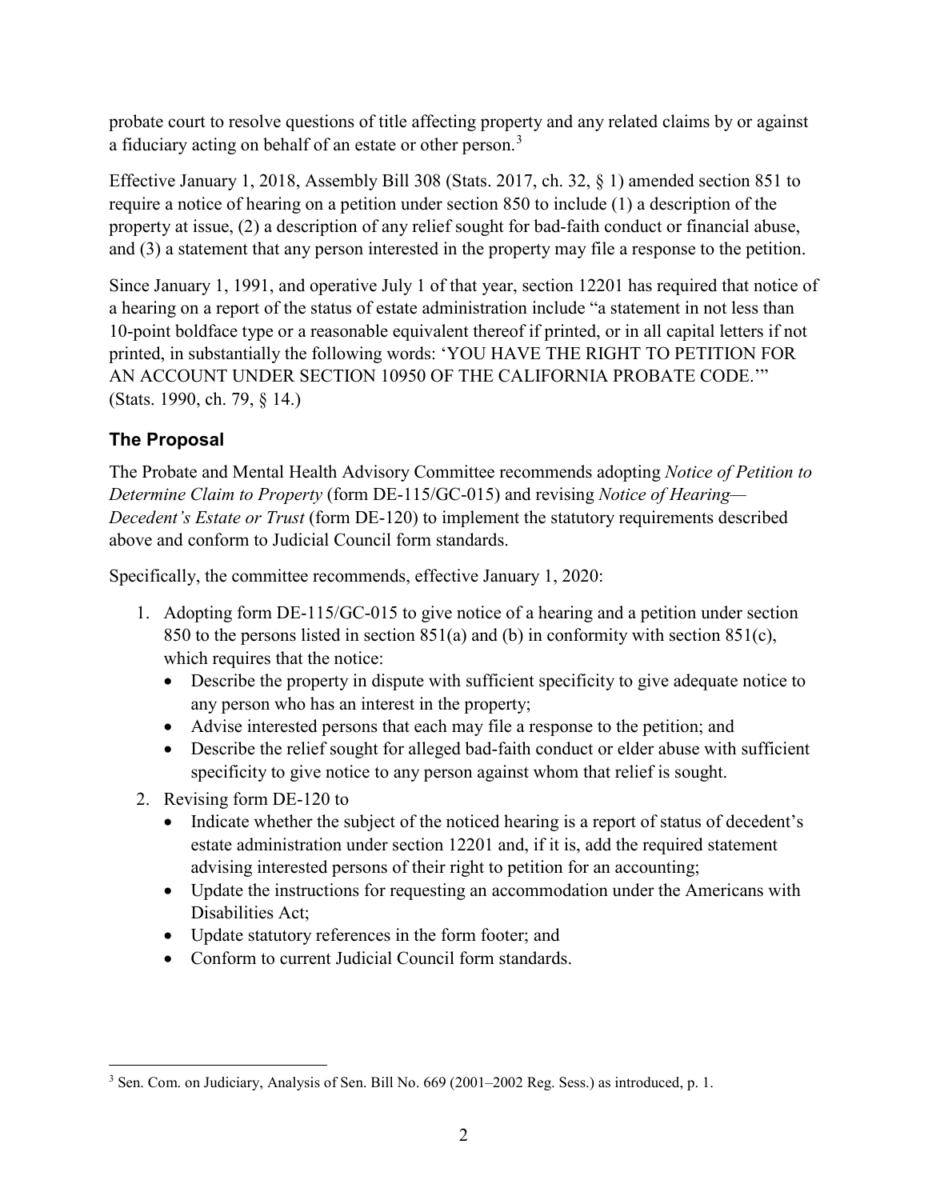probate court to resolve questions of title affecting property and any related claims by or against a fiduciary acting on behalf of an estate or other person.[3]

Effective January 1, 2018, Assembly Bill 308 (Stats. 2017, ch. 32, § 1) amended section 851 to require a notice of hearing on a petition under section 850 to include (1) a description of the property at issue, (2) a description of any relief sought for bad-faith conduct or financial abuse, and (3) a statement that any person interested in the property may file a response to the petition.

Since January 1, 1991, and operative July 1 of that year, section 12201 has required that notice of a hearing on a report of the status of estate administration include "a statement in not less than 10-point boldface type or a reasonable equivalent thereof if printed, or in all capital letters if not printed, in substantially the following words: 'YOU HAVE THE RIGHT TO PETITION FOR AN ACCOUNT UNDER SECTION 10950 OF THE CALIFORNIA PROBATE CODE.'" (Stats. 1990, ch. 79, § 14.)

## The Proposal

The Probate and Mental Health Advisory Committee recommends adopting *Notice of Petition to Determine Claim to Property* (form DE-115/GC-015) and revising *Notice of Hearing—Decedent's Estate or Trust* (form DE-120) to implement the statutory requirements described above and conform to Judicial Council form standards.

Specifically, the committee recommends, effective January 1, 2020:

1. Adopting form DE-115/GC-015 to give notice of a hearing and a petition under section 850 to the persons listed in section 851(a) and (b) in conformity with section 851(c), which requires that the notice:
   - Describe the property in dispute with sufficient specificity to give adequate notice to any person who has an interest in the property;
   - Advise interested persons that each may file a response to the petition; and
   - Describe the relief sought for alleged bad-faith conduct or elder abuse with sufficient specificity to give notice to any person against whom that relief is sought.
2. Revising form DE-120 to
   - Indicate whether the subject of the noticed hearing is a report of status of decedent's estate administration under section 12201 and, if it is, add the required statement advising interested persons of their right to petition for an accounting;
   - Update the instructions for requesting an accommodation under the Americans with Disabilities Act;
   - Update statutory references in the form footer; and
   - Conform to current Judicial Council form standards.

[3] Sen. Com. on Judiciary, Analysis of Sen. Bill No. 669 (2001–2002 Reg. Sess.) as introduced, p. 1.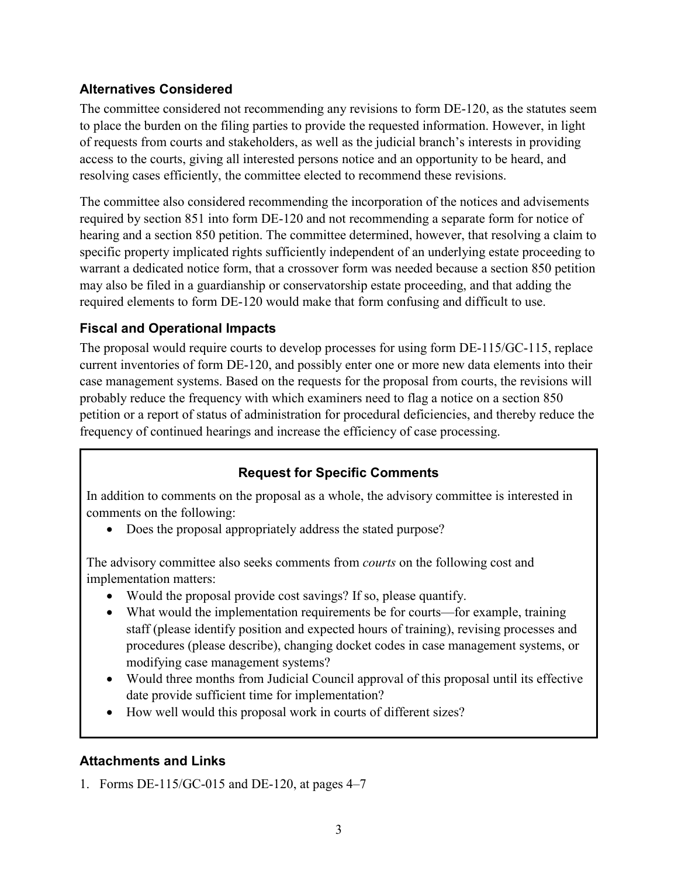### Alternatives Considered

The committee considered not recommending any revisions to form DE-120, as the statutes seem to place the burden on the filing parties to provide the requested information. However, in light of requests from courts and stakeholders, as well as the judicial branch's interests in providing access to the courts, giving all interested persons notice and an opportunity to be heard, and resolving cases efficiently, the committee elected to recommend these revisions.

The committee also considered recommending the incorporation of the notices and advisements required by section 851 into form DE-120 and not recommending a separate form for notice of hearing and a section 850 petition. The committee determined, however, that resolving a claim to specific property implicated rights sufficiently independent of an underlying estate proceeding to warrant a dedicated notice form, that a crossover form was needed because a section 850 petition may also be filed in a guardianship or conservatorship estate proceeding, and that adding the required elements to form DE-120 would make that form confusing and difficult to use.

### Fiscal and Operational Impacts

The proposal would require courts to develop processes for using form DE-115/GC-115, replace current inventories of form DE-120, and possibly enter one or more new data elements into their case management systems. Based on the requests for the proposal from courts, the revisions will probably reduce the frequency with which examiners need to flag a notice on a section 850 petition or a report of status of administration for procedural deficiencies, and thereby reduce the frequency of continued hearings and increase the efficiency of case processing.

#### Request for Specific Comments

In addition to comments on the proposal as a whole, the advisory committee is interested in comments on the following:

- Does the proposal appropriately address the stated purpose?

The advisory committee also seeks comments from *courts* on the following cost and implementation matters:

- Would the proposal provide cost savings? If so, please quantify.
- What would the implementation requirements be for courts—for example, training staff (please identify position and expected hours of training), revising processes and procedures (please describe), changing docket codes in case management systems, or modifying case management systems?
- Would three months from Judicial Council approval of this proposal until its effective date provide sufficient time for implementation?
- How well would this proposal work in courts of different sizes?

### Attachments and Links

1. Forms DE-115/GC-015 and DE-120, at pages 4–7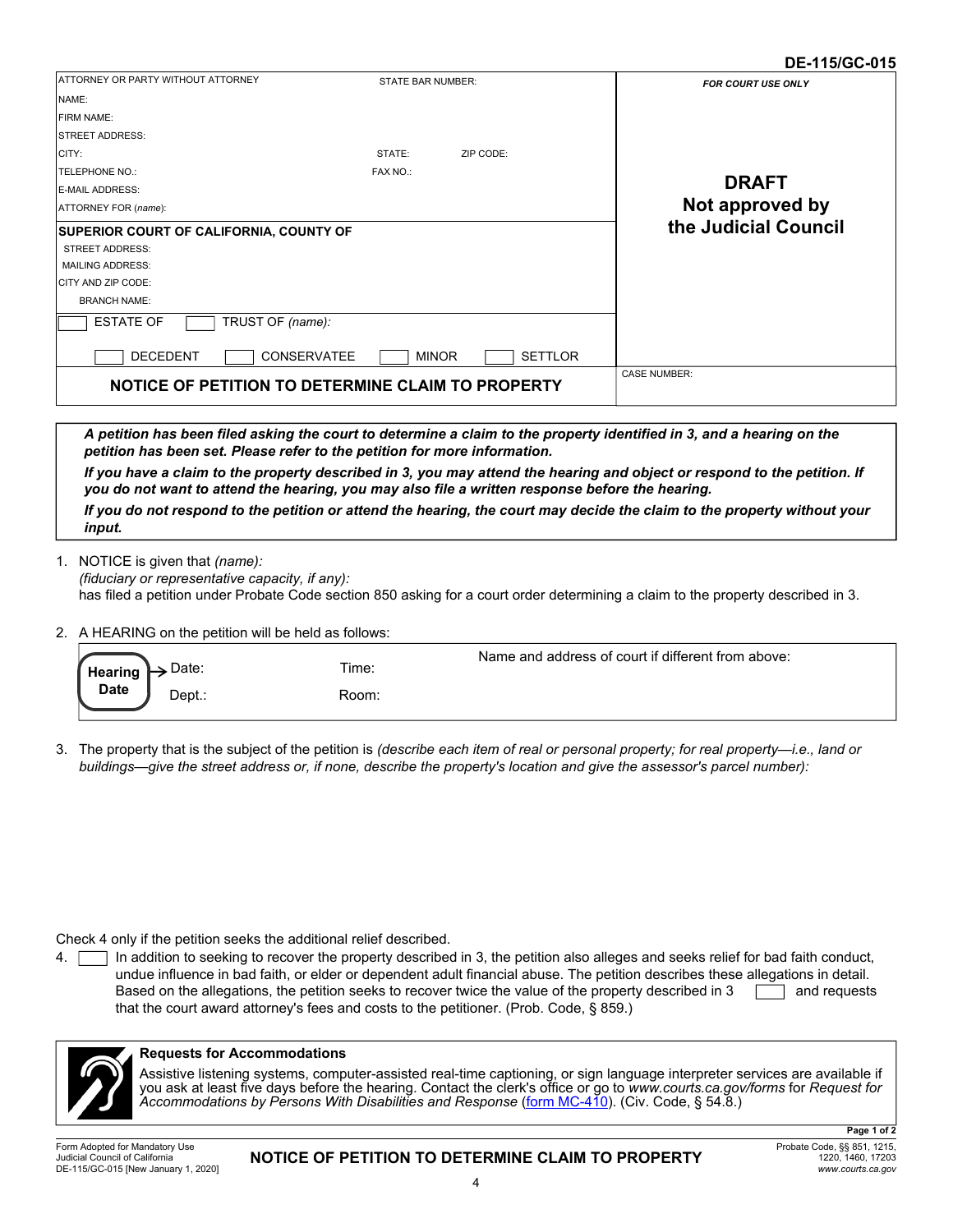**DE-115/GC-015**

| ATTORNEY OR PARTY WITHOUT ATTORNEY | STATE BAR NUMBER: | FOR COURT USE ONLY |
|---|---|---|
| NAME: | | |
| FIRM NAME: | | |
| STREET ADDRESS: | | |
| CITY: | STATE: ZIP CODE: | |
| TELEPHONE NO.: | FAX NO.: | **DRAFT Not approved by the Judicial Council** |
| E-MAIL ADDRESS: | | |
| ATTORNEY FOR *(name)*: | | |
| **SUPERIOR COURT OF CALIFORNIA, COUNTY OF** | | |
| STREET ADDRESS: | | |
| MAILING ADDRESS: | | |
| CITY AND ZIP CODE: | | |
| BRANCH NAME: | | |
| ☐ ESTATE OF ☐ TRUST OF *(name)*: | | |
| ☐ DECEDENT ☐ CONSERVATEE ☐ MINOR ☐ SETTLOR | | |
| **NOTICE OF PETITION TO DETERMINE CLAIM TO PROPERTY** | | CASE NUMBER: |

***A petition has been filed asking the court to determine a claim to the property identified in 3, and a hearing on the petition has been set. Please refer to the petition for more information.***

***If you have a claim to the property described in 3, you may attend the hearing and object or respond to the petition. If you do not want to attend the hearing, you may also file a written response before the hearing.***

***If you do not respond to the petition or attend the hearing, the court may decide the claim to the property without your input.***

1. NOTICE is given that *(name)*:
   *(fiduciary or representative capacity, if any)*:
   has filed a petition under Probate Code section 850 asking for a court order determining a claim to the property described in 3.

2. A HEARING on the petition will be held as follows:

| **Hearing Date** | Date: | Time: | Name and address of court if different from above: |
|---|---|---|---|
| | Dept.: | Room: | |

3. The property that is the subject of the petition is *(describe each item of real or personal property; for real property—i.e., land or buildings—give the street address or, if none, describe the property's location and give the assessor's parcel number)*:

Check 4 only if the petition seeks the additional relief described.

4. ☐ In addition to seeking to recover the property described in 3, the petition also alleges and seeks relief for bad faith conduct, undue influence in bad faith, or elder or dependent adult financial abuse. The petition describes these allegations in detail. Based on the allegations, the petition seeks to recover twice the value of the property described in 3 ☐ and requests that the court award attorney's fees and costs to the petitioner. (Prob. Code, § 859.)

**Requests for Accommodations**

Assistive listening systems, computer-assisted real-time captioning, or sign language interpreter services are available if you ask at least five days before the hearing. Contact the clerk's office or go to *www.courts.ca.gov/forms* for *Request for Accommodations by Persons With Disabilities and Response* (form MC-410). (Civ. Code, § 54.8.)

Form Adopted for Mandatory Use
Judicial Council of California
DE-115/GC-015 [New January 1, 2020]

**NOTICE OF PETITION TO DETERMINE CLAIM TO PROPERTY**

Probate Code, §§ 851, 1215, 1220, 1460, 17203
*www.courts.ca.gov*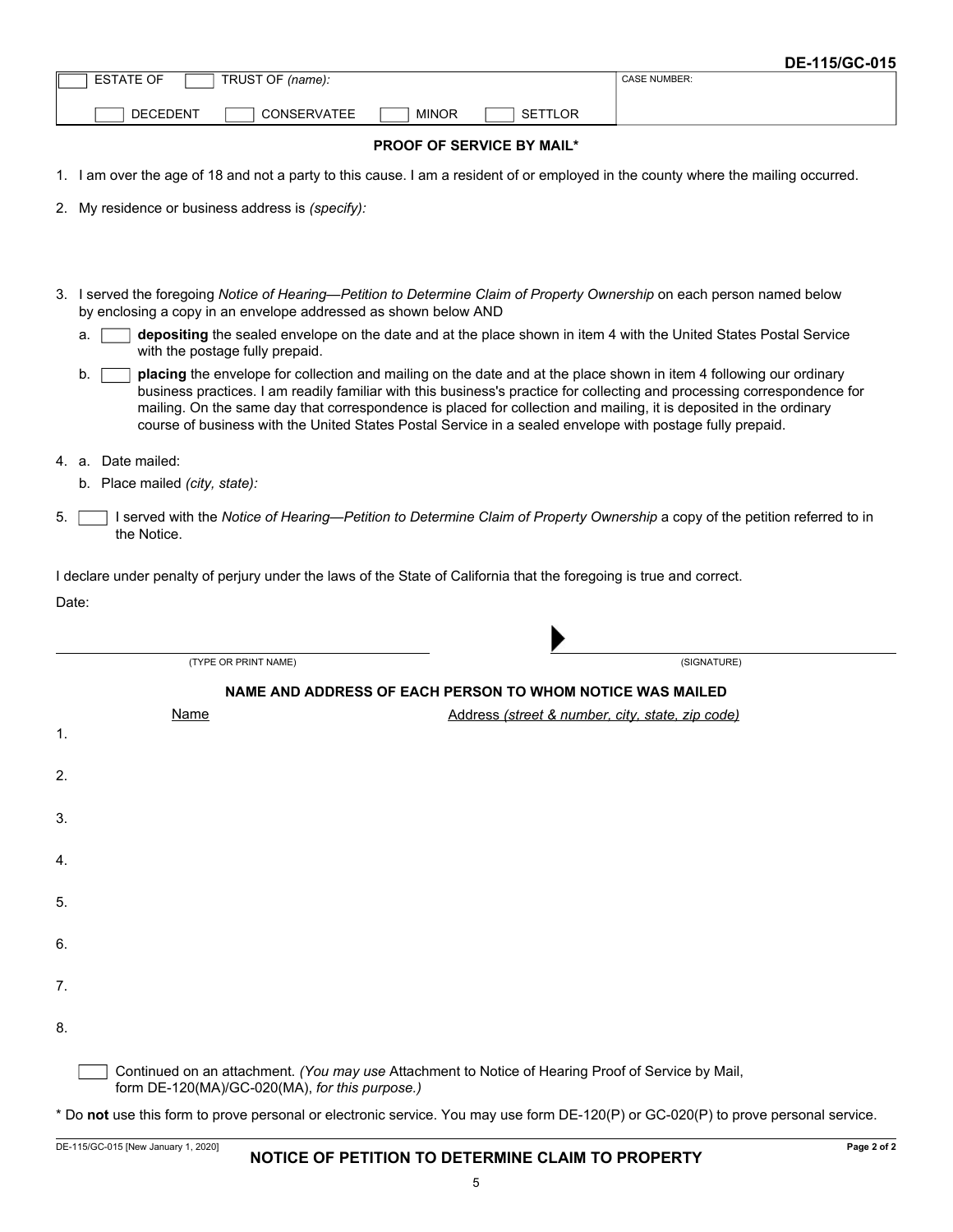**DE-115/GC-015**

| ☐ ESTATE OF ☐ TRUST OF *(name):* | CASE NUMBER: |
|---|---|
| ☐ DECEDENT ☐ CONSERVATEE ☐ MINOR ☐ SETTLOR | |

## PROOF OF SERVICE BY MAIL*

1. I am over the age of 18 and not a party to this cause. I am a resident of or employed in the county where the mailing occurred.

2. My residence or business address is *(specify):*

3. I served the foregoing *Notice of Hearing—Petition to Determine Claim of Property Ownership* on each person named below by enclosing a copy in an envelope addressed as shown below AND

   a. ☐ **depositing** the sealed envelope on the date and at the place shown in item 4 with the United States Postal Service with the postage fully prepaid.

   b. ☐ **placing** the envelope for collection and mailing on the date and at the place shown in item 4 following our ordinary business practices. I am readily familiar with this business's practice for collecting and processing correspondence for mailing. On the same day that correspondence is placed for collection and mailing, it is deposited in the ordinary course of business with the United States Postal Service in a sealed envelope with postage fully prepaid.

4. a. Date mailed:

   b. Place mailed *(city, state):*

5. ☐ I served with the *Notice of Hearing—Petition to Determine Claim of Property Ownership* a copy of the petition referred to in the Notice.

I declare under penalty of perjury under the laws of the State of California that the foregoing is true and correct.

Date:

| (TYPE OR PRINT NAME) | ▶ (SIGNATURE) |
|---|---|

### NAME AND ADDRESS OF EACH PERSON TO WHOM NOTICE WAS MAILED

| | Name | Address *(street & number, city, state, zip code)* |
|---|---|---|
| 1. | | |
| 2. | | |
| 3. | | |
| 4. | | |
| 5. | | |
| 6. | | |
| 7. | | |
| 8. | | |

☐ Continued on an attachment. *(You may use* Attachment to Notice of Hearing Proof of Service by Mail, form DE-120(MA)/GC-020(MA), *for this purpose.)*

\* Do **not** use this form to prove personal or electronic service. You may use form DE-120(P) or GC-020(P) to prove personal service.

DE-115/GC-015 [New January 1, 2020]

**NOTICE OF PETITION TO DETERMINE CLAIM TO PROPERTY**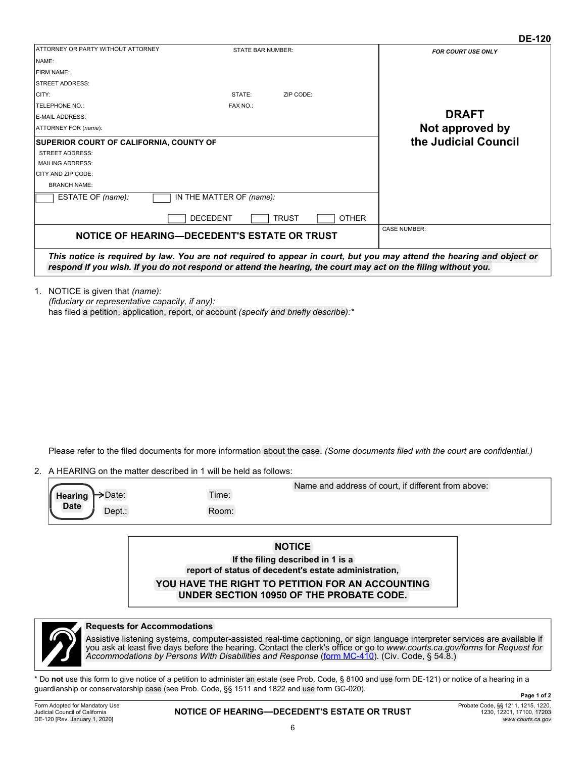DE-120

| ATTORNEY OR PARTY WITHOUT ATTORNEY | STATE BAR NUMBER: | FOR COURT USE ONLY |
|---|---|---|
| NAME: | | |
| FIRM NAME: | | |
| STREET ADDRESS: | | |
| CITY: | STATE: ZIP CODE: | |
| TELEPHONE NO.: | FAX NO.: | **DRAFT Not approved by the Judicial Council** |
| E-MAIL ADDRESS: | | |
| ATTORNEY FOR *(name)*: | | |
| **SUPERIOR COURT OF CALIFORNIA, COUNTY OF** | | |
| STREET ADDRESS: | | |
| MAILING ADDRESS: | | |
| CITY AND ZIP CODE: | | |
| BRANCH NAME: | | |
| ☐ ESTATE OF *(name)*: ☐ IN THE MATTER OF *(name)*: | | |
| ☐ DECEDENT ☐ TRUST ☐ OTHER | | |
| **NOTICE OF HEARING—DECEDENT'S ESTATE OR TRUST** | | CASE NUMBER: |

***This notice is required by law. You are not required to appear in court, but you may attend the hearing and object or respond if you wish. If you do not respond or attend the hearing, the court may act on the filing without you.***

1. NOTICE is given that *(name):*
   *(fiduciary or representative capacity, if any):*
   has filed a petition, application, report, or account *(specify and briefly describe):**

   Please refer to the filed documents for more information about the case. *(Some documents filed with the court are confidential.)*

2. A HEARING on the matter described in 1 will be held as follows:

| **Hearing Date** | Date: | Time: | Name and address of court, if different from above: |
|---|---|---|---|
| | Dept.: | Room: | |

**NOTICE**
**If the filing described in 1 is a report of status of decedent's estate administration,**
**YOU HAVE THE RIGHT TO PETITION FOR AN ACCOUNTING UNDER SECTION 10950 OF THE PROBATE CODE.**

**Requests for Accommodations**
Assistive listening systems, computer-assisted real-time captioning, or sign language interpreter services are available if you ask at least five days before the hearing. Contact the clerk's office or go to *www.courts.ca.gov/forms* for *Request for Accommodations by Persons With Disabilities and Response* (form MC-410). (Civ. Code, § 54.8.)

\* Do **not** use this form to give notice of a petition to administer an estate (see Prob. Code, § 8100 and use form DE-121) or notice of a hearing in a guardianship or conservatorship case (see Prob. Code, §§ 1511 and 1822 and use form GC-020).

Form Adopted for Mandatory Use
Judicial Council of California
DE-120 [Rev. January 1, 2020]

**NOTICE OF HEARING—DECEDENT'S ESTATE OR TRUST**

Probate Code, §§ 1211, 1215, 1220, 1230, 12201, 17100, 17203
*www.courts.ca.gov*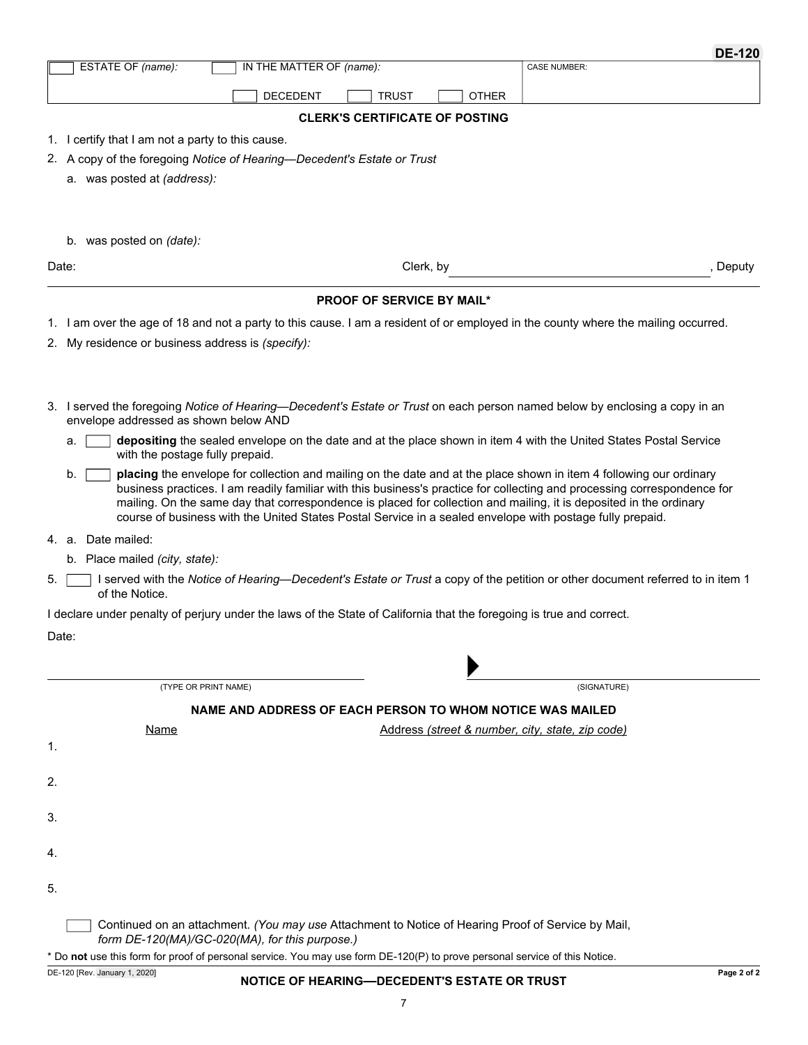DE-120

| ☐ ESTATE OF *(name)*: ☐ IN THE MATTER OF *(name)*: | CASE NUMBER: |
|---|---|
| ☐ DECEDENT ☐ TRUST ☐ OTHER | |

## CLERK'S CERTIFICATE OF POSTING

1. I certify that I am not a party to this cause.
2. A copy of the foregoing *Notice of Hearing—Decedent's Estate or Trust*
   a. was posted at *(address)*:

   b. was posted on *(date)*:

Date: Clerk, by ______________________________, Deputy

## PROOF OF SERVICE BY MAIL*

1. I am over the age of 18 and not a party to this cause. I am a resident of or employed in the county where the mailing occurred.
2. My residence or business address is *(specify)*:

3. I served the foregoing *Notice of Hearing—Decedent's Estate or Trust* on each person named below by enclosing a copy in an envelope addressed as shown below AND
   a. ☐ **depositing** the sealed envelope on the date and at the place shown in item 4 with the United States Postal Service with the postage fully prepaid.
   b. ☐ **placing** the envelope for collection and mailing on the date and at the place shown in item 4 following our ordinary business practices. I am readily familiar with this business's practice for collecting and processing correspondence for mailing. On the same day that correspondence is placed for collection and mailing, it is deposited in the ordinary course of business with the United States Postal Service in a sealed envelope with postage fully prepaid.
4. a. Date mailed:
   b. Place mailed *(city, state)*:
5. ☐ I served with the *Notice of Hearing—Decedent's Estate or Trust* a copy of the petition or other document referred to in item 1 of the Notice.

I declare under penalty of perjury under the laws of the State of California that the foregoing is true and correct.

Date:

______________________________ ▶ ______________________________
(TYPE OR PRINT NAME) (SIGNATURE)

## NAME AND ADDRESS OF EACH PERSON TO WHOM NOTICE WAS MAILED

| | Name | Address *(street & number, city, state, zip code)* |
|---|---|---|
| 1. | | |
| 2. | | |
| 3. | | |
| 4. | | |
| 5. | | |

☐ Continued on an attachment. *(You may use* Attachment to Notice of Hearing Proof of Service by Mail, *form DE-120(MA)/GC-020(MA), for this purpose.)*

\* Do **not** use this form for proof of personal service. You may use form DE-120(P) to prove personal service of this Notice.

DE-120 [Rev. January 1, 2020]

NOTICE OF HEARING—DECEDENT'S ESTATE OR TRUST